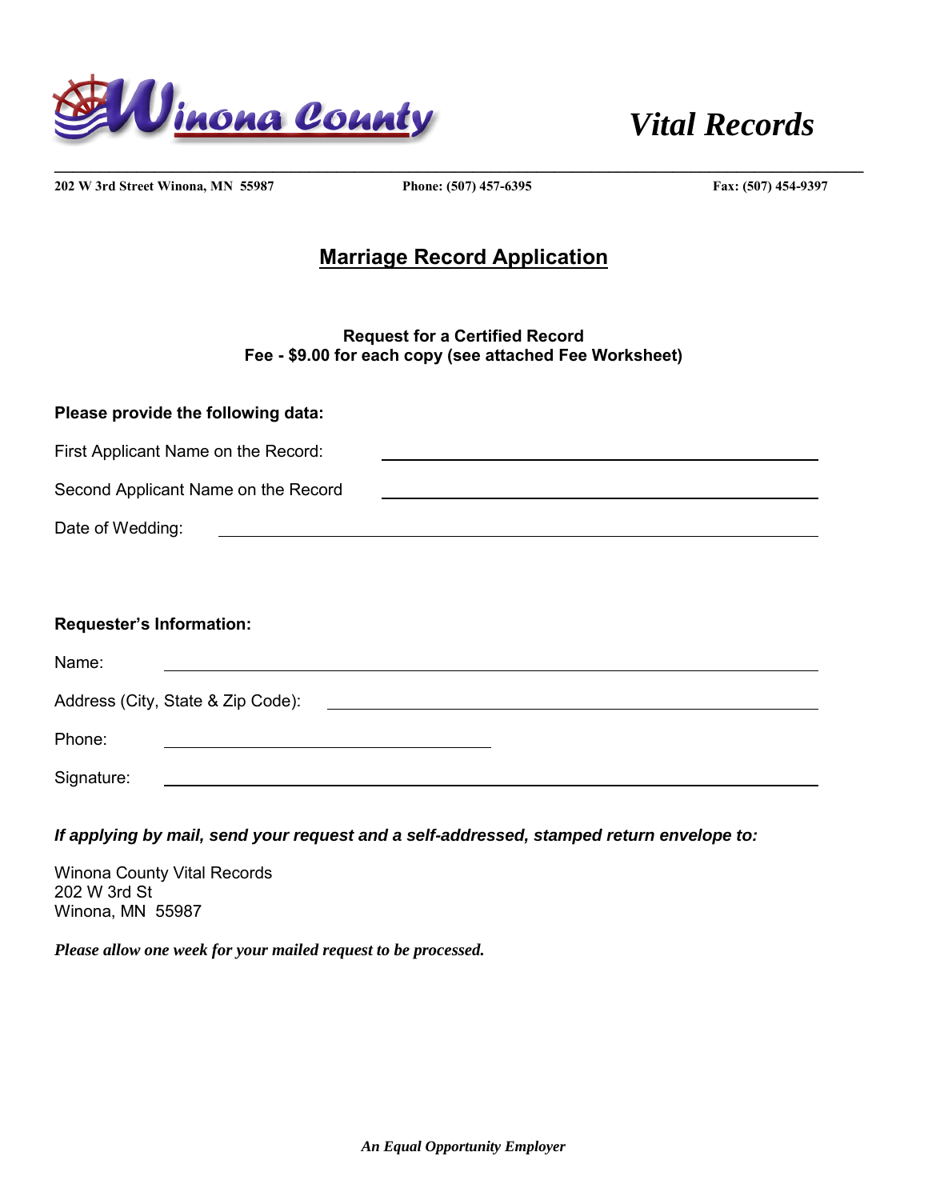Winona County

*Vital Records*

202 W 3rd Street Winona, MN 55987 | Phone: (507) 457-6395 | Fax: (507) 454-9397

# Marriage Record Application

**Request for a Certified Record**
**Fee - $9.00 for each copy (see attached Fee Worksheet)**

**Please provide the following data:**

First Applicant Name on the Record: ______________________________

Second Applicant Name on the Record ______________________________

Date of Wedding: ______________________________

**Requester's Information:**

Name: ______________________________

Address (City, State & Zip Code): ______________________________

Phone: ____________________

Signature: ______________________________

***If applying by mail, send your request and a self-addressed, stamped return envelope to:***

Winona County Vital Records
202 W 3rd St
Winona, MN 55987

***Please allow one week for your mailed request to be processed.***

*An Equal Opportunity Employer*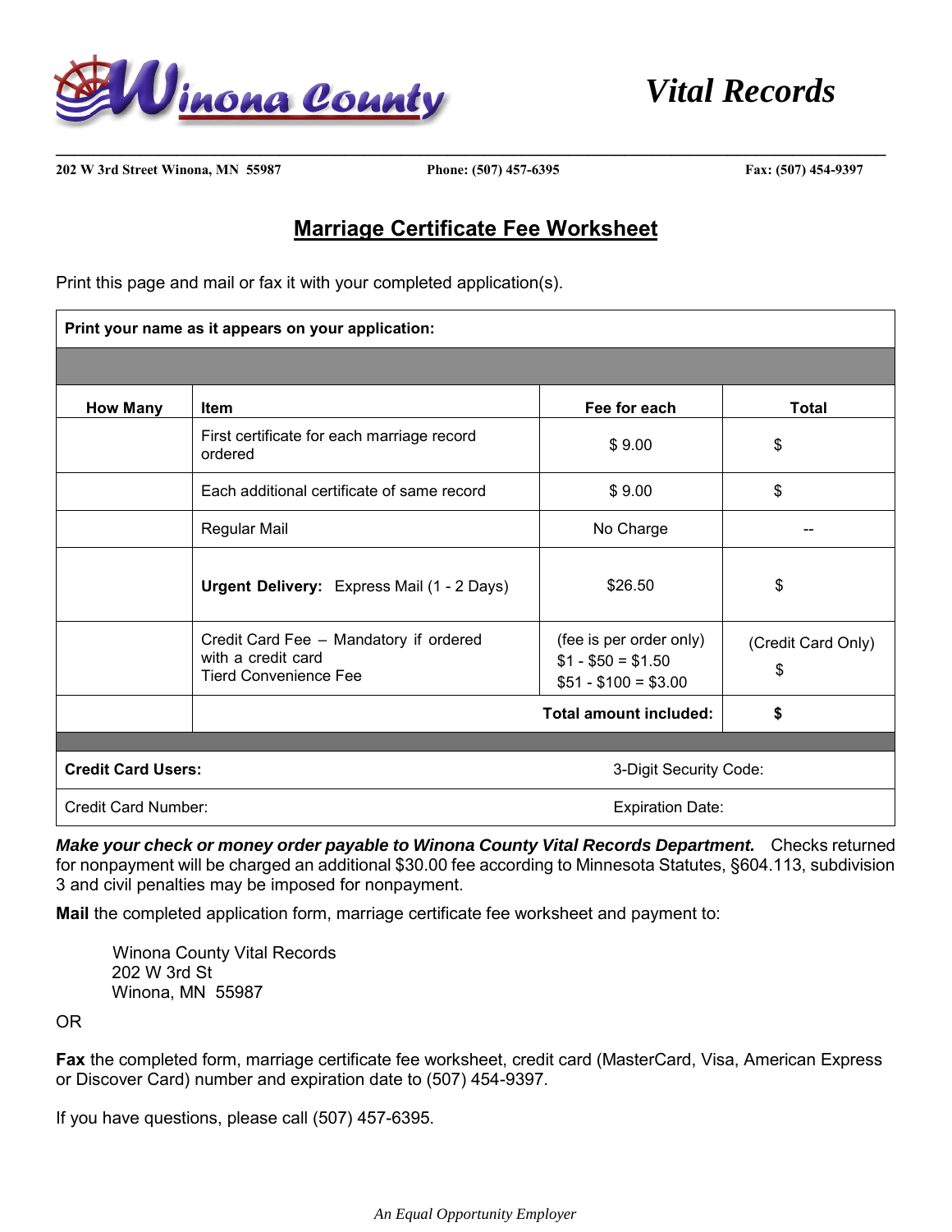Winona County **Vital Records**

202 W 3rd Street Winona, MN 55987 Phone: (507) 457-6395 Fax: (507) 454-9397

# Marriage Certificate Fee Worksheet

Print this page and mail or fax it with your completed application(s).

**Print your name as it appears on your application:**

| How Many | Item | Fee for each | Total |
|---|---|---|---|
| | First certificate for each marriage record ordered | $ 9.00 | $ |
| | Each additional certificate of same record | $ 9.00 | $ |
| | Regular Mail | No Charge | -- |
| | **Urgent Delivery:** Express Mail (1 - 2 Days) | $26.50 | $ |
| | Credit Card Fee – Mandatory if ordered with a credit card Tierd Convenience Fee | (fee is per order only) $1 - $50 = $1.50 $51 - $100 = $3.00 | (Credit Card Only) $ |
| | | **Total amount included:** | **$** |

| | |
|---|---|
| **Credit Card Users:** | 3-Digit Security Code: |
| Credit Card Number: | Expiration Date: |

***Make your check or money order payable to Winona County Vital Records Department.*** Checks returned for nonpayment will be charged an additional $30.00 fee according to Minnesota Statutes, §604.113, subdivision 3 and civil penalties may be imposed for nonpayment.

**Mail** the completed application form, marriage certificate fee worksheet and payment to:

Winona County Vital Records
202 W 3rd St
Winona, MN 55987

OR

**Fax** the completed form, marriage certificate fee worksheet, credit card (MasterCard, Visa, American Express or Discover Card) number and expiration date to (507) 454-9397.

If you have questions, please call (507) 457-6395.

*An Equal Opportunity Employer*